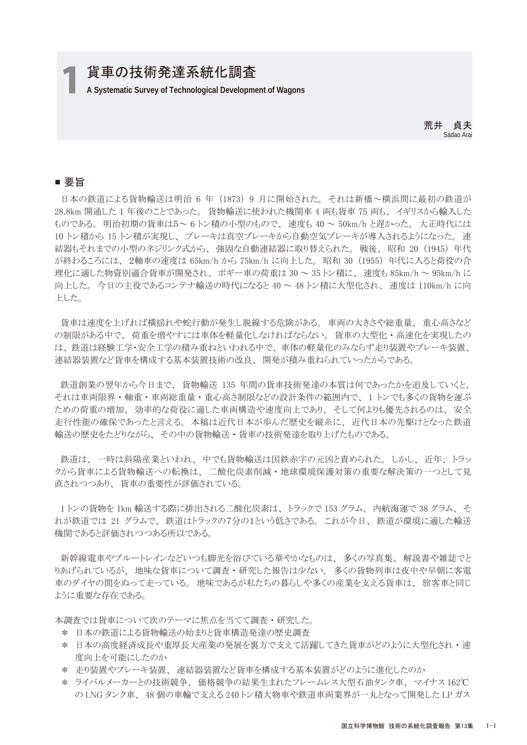# 1 貨車の技術発達系統化調査

A Systematic Survey of Technological Development of Wagons

荒井　貞夫
Sadao Arai

## ■ 要旨

日本の鉄道による貨物輸送は明治 6 年（1873）9 月に開始された。 それは新橋～横浜間に最初の鉄道が 28.8km 開通した 1 年後のことであった。 貨物輸送に使われた機関車 4 両も貨車 75 両も、 イギリスから輸入したものである。 明治初期の貨車は5～ 6 トン積の小型のもので、 速度も 40 ～ 50km/h と遅かった。 大正時代には 10 トン積から 15 トン積が実現し、 ブレーキは真空ブレーキから自動空気ブレーキが導入されるようになった。 連結器もそれまでの小型のネジリンク式から、 強固な自動連結器に取り替えられた。 戦後、 昭和 20（1945）年代が終わるころには、 2軸車の速度は 65km/h から 75km/h に向上した。 昭和 30（1955）年代に入ると荷役の合理化に適した物資別適合貨車が開発され、 ボギー車の荷重は 30 ～ 35トン積に、 速度も 85km/h ～ 95km/h に向上した。 今日の主役であるコンテナ輸送の時代になると 40 ～ 48トン積に大型化され、 速度は 110km/h に向上した。

貨車は速度を上げれば横揺れや蛇行動が発生し脱線する危険がある。 車両の大きさや総重量、 重心高さなどの制限がある中で、 荷重を増やすには車体を軽量化しなければならない。 貨車の大型化・高速化を実現したのは、鉄道は経験工学･安全工学の積み重ねといわれる中で、車体の軽量化のみならず走り装置やブレーキ装置、連結器装置など貨車を構成する基本装置技術の改良、 開発が積み重ねられていったからである。

鉄道創業の翌年から今日まで、 貨物輸送 135 年間の貨車技術発達の本質は何であったかを追及していくと、それは車両限界・軸重・車両総重量・重心高さ制限などの設計条件の範囲内で、 1 トンでも多くの貨物を運ぶための荷重の増加、 効率的な荷役に適した車両構造や速度向上であり、 そして何よりも優先されるのは、 安全走行性能の確保であったと言える。 本稿は近代日本が歩んだ歴史を縦糸に、 近代日本の先駆けとなった鉄道輸送の歴史をたどりながら、 その中の貨物輸送・貨車の技術発達を取り上げたものである。

鉄道は、 一時は斜陽産業といわれ、 中でも貨物輸送は国鉄赤字の元凶と責められた。 しかし、 近年、 トラックから貨車による貨物輸送への転換は、 二酸化炭素削減・地球環境保護対策の重要な解決策の一つとして見直されつつあり、 貨車の重要性が評価されている。

1 トンの貨物を 1km 輸送する際に排出される二酸化炭素は、 トラックで 153 グラム、 内航海運で 38 グラム、 それが鉄道では 21 グラムで、 鉄道はトラックの7分の1という低さである。 これが今日、 鉄道が環境に適した輸送機関であると評価されつつある所以である。

新幹線電車やブルートレインなどいつも脚光を浴びている華やかなものは、 多くの写真集、 解説書や雑誌でとりあげられているが、 地味な貨車について調査・研究した報告は少ない。 多くの貨物列車は夜中や早朝に客電車のダイヤの間をぬって走っている。 地味であるが私たちの暮らしや多くの産業を支える貨車は、 旅客車と同じように重要な存在である。

本調査では貨車について次のテーマに焦点を当てて調査・研究した。

＊ 日本の鉄道による貨物輸送の始まりと貨車構造発達の歴史調査
＊ 日本の高度経済成長や重厚長大産業の発展を裏方で支えて活躍してきた貨車がどのように大型化され・速度向上を可能にしたのか
＊ 走り装置やブレーキ装置、 連結器装置など貨車を構成する基本装置がどのように進化したのか
＊ ライバルメーカーとの技術競争、 価格競争の結果生まれたフレームレス大型石油タンク車、 マイナス 162℃の LNG タンク車、 48 個の車輪で支える 240トン積大物車や鉄道車両業界が一丸となって開発した LP ガス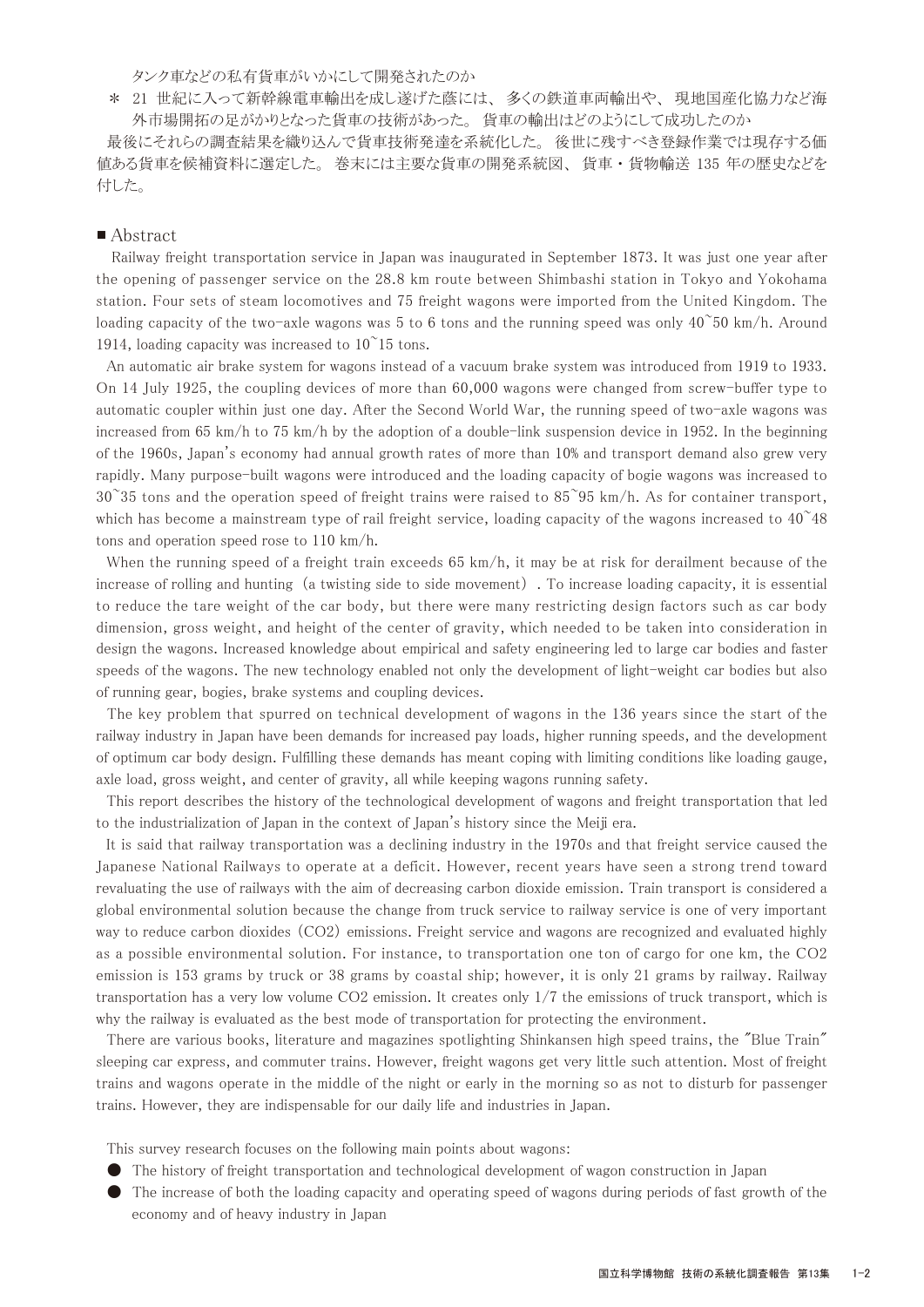タンク車などの私有貨車がいかにして開発されたのか

＊ 21 世紀に入って新幹線電車輸出を成し遂げた蔭には、 多くの鉄道車両輸出や、 現地国産化協力など海外市場開拓の足がかりとなった貨車の技術があった。 貨車の輸出はどのようにして成功したのか

最後にそれらの調査結果を織り込んで貨車技術発達を系統化した。 後世に残すべき登録作業では現存する価値ある貨車を候補資料に選定した。 巻末には主要な貨車の開発系統図、 貨車・貨物輸送 135 年の歴史などを付した。

## ■ Abstract

Railway freight transportation service in Japan was inaugurated in September 1873. It was just one year after the opening of passenger service on the 28.8 km route between Shimbashi station in Tokyo and Yokohama station. Four sets of steam locomotives and 75 freight wagons were imported from the United Kingdom. The loading capacity of the two-axle wagons was 5 to 6 tons and the running speed was only 40~50 km/h. Around 1914, loading capacity was increased to 10~15 tons.

An automatic air brake system for wagons instead of a vacuum brake system was introduced from 1919 to 1933. On 14 July 1925, the coupling devices of more than 60,000 wagons were changed from screw-buffer type to automatic coupler within just one day. After the Second World War, the running speed of two-axle wagons was increased from 65 km/h to 75 km/h by the adoption of a double-link suspension device in 1952. In the beginning of the 1960s, Japan's economy had annual growth rates of more than 10% and transport demand also grew very rapidly. Many purpose-built wagons were introduced and the loading capacity of bogie wagons was increased to 30~35 tons and the operation speed of freight trains were raised to 85~95 km/h. As for container transport, which has become a mainstream type of rail freight service, loading capacity of the wagons increased to 40~48 tons and operation speed rose to 110 km/h.

When the running speed of a freight train exceeds 65 km/h, it may be at risk for derailment because of the increase of rolling and hunting（a twisting side to side movement）. To increase loading capacity, it is essential to reduce the tare weight of the car body, but there were many restricting design factors such as car body dimension, gross weight, and height of the center of gravity, which needed to be taken into consideration in design the wagons. Increased knowledge about empirical and safety engineering led to large car bodies and faster speeds of the wagons. The new technology enabled not only the development of light-weight car bodies but also of running gear, bogies, brake systems and coupling devices.

The key problem that spurred on technical development of wagons in the 136 years since the start of the railway industry in Japan have been demands for increased pay loads, higher running speeds, and the development of optimum car body design. Fulfilling these demands has meant coping with limiting conditions like loading gauge, axle load, gross weight, and center of gravity, all while keeping wagons running safety.

This report describes the history of the technological development of wagons and freight transportation that led to the industrialization of Japan in the context of Japan's history since the Meiji era.

It is said that railway transportation was a declining industry in the 1970s and that freight service caused the Japanese National Railways to operate at a deficit. However, recent years have seen a strong trend toward revaluating the use of railways with the aim of decreasing carbon dioxide emission. Train transport is considered a global environmental solution because the change from truck service to railway service is one of very important way to reduce carbon dioxides（$CO_2$）emissions. Freight service and wagons are recognized and evaluated highly as a possible environmental solution. For instance, to transportation one ton of cargo for one km, the $CO_2$ emission is 153 grams by truck or 38 grams by coastal ship; however, it is only 21 grams by railway. Railway transportation has a very low volume $CO_2$ emission. It creates only 1/7 the emissions of truck transport, which is why the railway is evaluated as the best mode of transportation for protecting the environment.

There are various books, literature and magazines spotlighting Shinkansen high speed trains, the "Blue Train" sleeping car express, and commuter trains. However, freight wagons get very little such attention. Most of freight trains and wagons operate in the middle of the night or early in the morning so as not to disturb for passenger trains. However, they are indispensable for our daily life and industries in Japan.

This survey research focuses on the following main points about wagons:

- The history of freight transportation and technological development of wagon construction in Japan
- The increase of both the loading capacity and operating speed of wagons during periods of fast growth of the economy and of heavy industry in Japan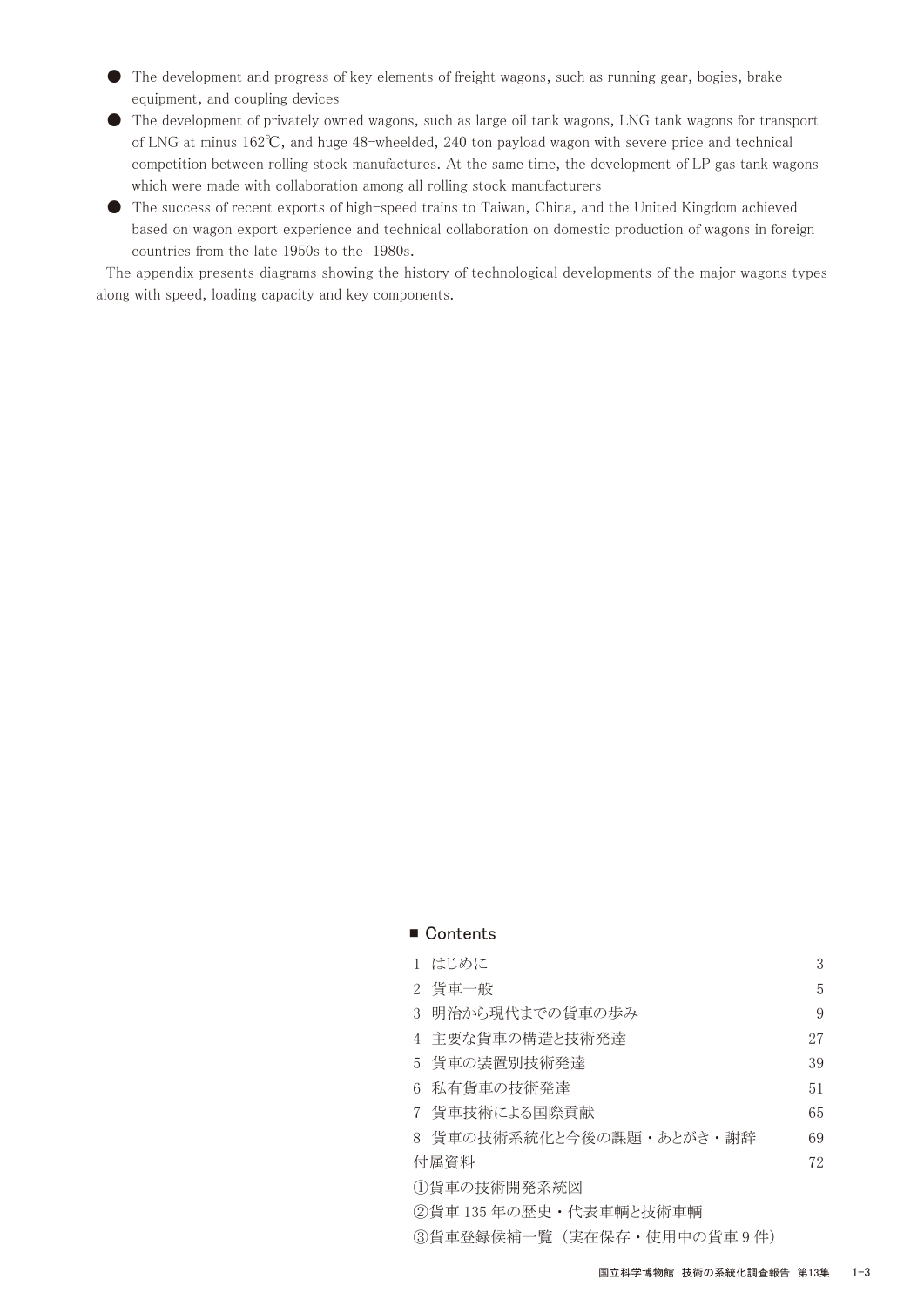- The development and progress of key elements of freight wagons, such as running gear, bogies, brake equipment, and coupling devices
- The development of privately owned wagons, such as large oil tank wagons, LNG tank wagons for transport of LNG at minus 162℃, and huge 48-wheelded, 240 ton payload wagon with severe price and technical competition between rolling stock manufactures. At the same time, the development of LP gas tank wagons which were made with collaboration among all rolling stock manufacturers
- The success of recent exports of high-speed trains to Taiwan, China, and the United Kingdom achieved based on wagon export experience and technical collaboration on domestic production of wagons in foreign countries from the late 1950s to the 1980s.

The appendix presents diagrams showing the history of technological developments of the major wagons types along with speed, loading capacity and key components.

## ■ Contents

| | |
|---|---|
| 1 はじめに | 3 |
| 2 貨車一般 | 5 |
| 3 明治から現代までの貨車の歩み | 9 |
| 4 主要な貨車の構造と技術発達 | 27 |
| 5 貨車の装置別技術発達 | 39 |
| 6 私有貨車の技術発達 | 51 |
| 7 貨車技術による国際貢献 | 65 |
| 8 貨車の技術系統化と今後の課題・あとがき・謝辞 | 69 |
| 付属資料 | 72 |
| ①貨車の技術開発系統図 | |
| ②貨車 135 年の歴史・代表車輌と技術車輌 | |
| ③貨車登録候補一覧（実在保存・使用中の貨車 9 件） | |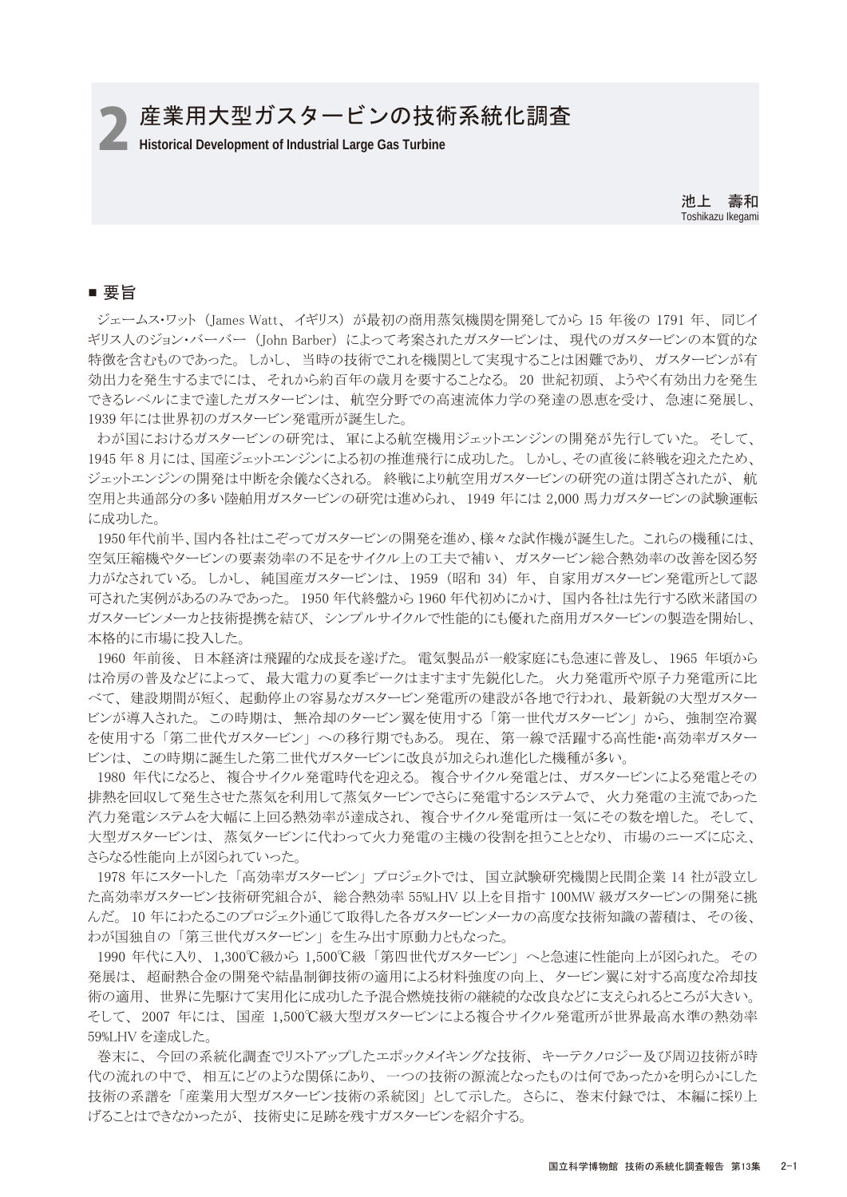# 2 産業用大型ガスタービンの技術系統化調査

**Historical Development of Industrial Large Gas Turbine**

池上　壽和
Toshikazu Ikegami

## ■ 要旨

ジェームス・ワット（James Watt、イギリス）が最初の商用蒸気機関を開発してから 15 年後の 1791 年、同じイギリス人のジョン・バーバー（John Barber）によって考案されたガスタービンは、現代のガスタービンの本質的な特徴を含むものであった。しかし、当時の技術でこれを機関として実現することは困難であり、ガスタービンが有効出力を発生するまでには、それから約百年の歳月を要することなる。20 世紀初頭、ようやく有効出力を発生できるレベルにまで達したガスタービンは、航空分野での高速流体力学の発達の恩恵を受け、急速に発展し、1939 年には世界初のガスタービン発電所が誕生した。

わが国におけるガスタービンの研究は、軍による航空機用ジェットエンジンの開発が先行していた。そして、1945 年 8 月には、国産ジェットエンジンによる初の推進飛行に成功した。しかし、その直後に終戦を迎えたため、ジェットエンジンの開発は中断を余儀なくされる。終戦により航空用ガスタービンの研究の道は閉ざされたが、航空用と共通部分の多い陸舶用ガスタービンの研究は進められ、1949 年には 2,000 馬力ガスタービンの試験運転に成功した。

1950 年代前半、国内各社はこぞってガスタービンの開発を進め、様々な試作機が誕生した。これらの機種には、空気圧縮機やタービンの要素効率の不足をサイクル上の工夫で補い、ガスタービン総合熱効率の改善を図る努力がなされている。しかし、純国産ガスタービンは、1959（昭和 34）年、自家用ガスタービン発電所として認可された実例があるのみであった。1950 年代終盤から 1960 年代初めにかけ、国内各社は先行する欧米諸国のガスタービンメーカと技術提携を結び、シンプルサイクルで性能的にも優れた商用ガスタービンの製造を開始し、本格的に市場に投入した。

1960 年前後、日本経済は飛躍的な成長を遂げた。電気製品が一般家庭にも急速に普及し、1965 年頃からは冷房の普及などによって、最大電力の夏季ピークはますます先鋭化した。火力発電所や原子力発電所に比べて、建設期間が短く、起動停止の容易なガスタービン発電所の建設が各地で行われ、最新鋭の大型ガスタービンが導入された。この時期は、無冷却のタービン翼を使用する「第一世代ガスタービン」から、強制空冷翼を使用する「第二世代ガスタービン」への移行期でもある。現在、第一線で活躍する高性能・高効率ガスタービンは、この時期に誕生した第二世代ガスタービンに改良が加えられ進化した機種が多い。

1980 年代になると、複合サイクル発電時代を迎える。複合サイクル発電とは、ガスタービンによる発電とその排熱を回収して発生させた蒸気を利用して蒸気タービンでさらに発電するシステムで、火力発電の主流であった汽力発電システムを大幅に上回る熱効率が達成され、複合サイクル発電所は一気にその数を増した。そして、大型ガスタービンは、蒸気タービンに代わって火力発電の主機の役割を担うこととなり、市場のニーズに応え、さらなる性能向上が図られていった。

1978 年にスタートした「高効率ガスタービン」プロジェクトでは、国立試験研究機関と民間企業 14 社が設立した高効率ガスタービン技術研究組合が、総合熱効率 55%LHV 以上を目指す 100MW 級ガスタービンの開発に挑んだ。10 年にわたるこのプロジェクト通じて取得した各ガスタービンメーカの高度な技術知識の蓄積は、その後、わが国独自の「第三世代ガスタービン」を生み出す原動力ともなった。

1990 年代に入り、1,300℃級から 1,500℃級「第四世代ガスタービン」へと急速に性能向上が図られた。その発展は、超耐熱合金の開発や結晶制御技術の適用による材料強度の向上、タービン翼に対する高度な冷却技術の適用、世界に先駆けて実用化に成功した予混合燃焼技術の継続的な改良などに支えられるところが大きい。そして、2007 年には、国産 1,500℃級大型ガスタービンによる複合サイクル発電所が世界最高水準の熱効率 59%LHV を達成した。

巻末に、今回の系統化調査でリストアップしたエポックメイキングな技術、キーテクノロジー及び周辺技術が時代の流れの中で、相互にどのような関係にあり、一つの技術の源流となったものは何であったかを明らかにした技術の系譜を「産業用大型ガスタービン技術の系統図」として示した。さらに、巻末付録では、本編に採り上げることはできなかったが、技術史に足跡を残すガスタービンを紹介する。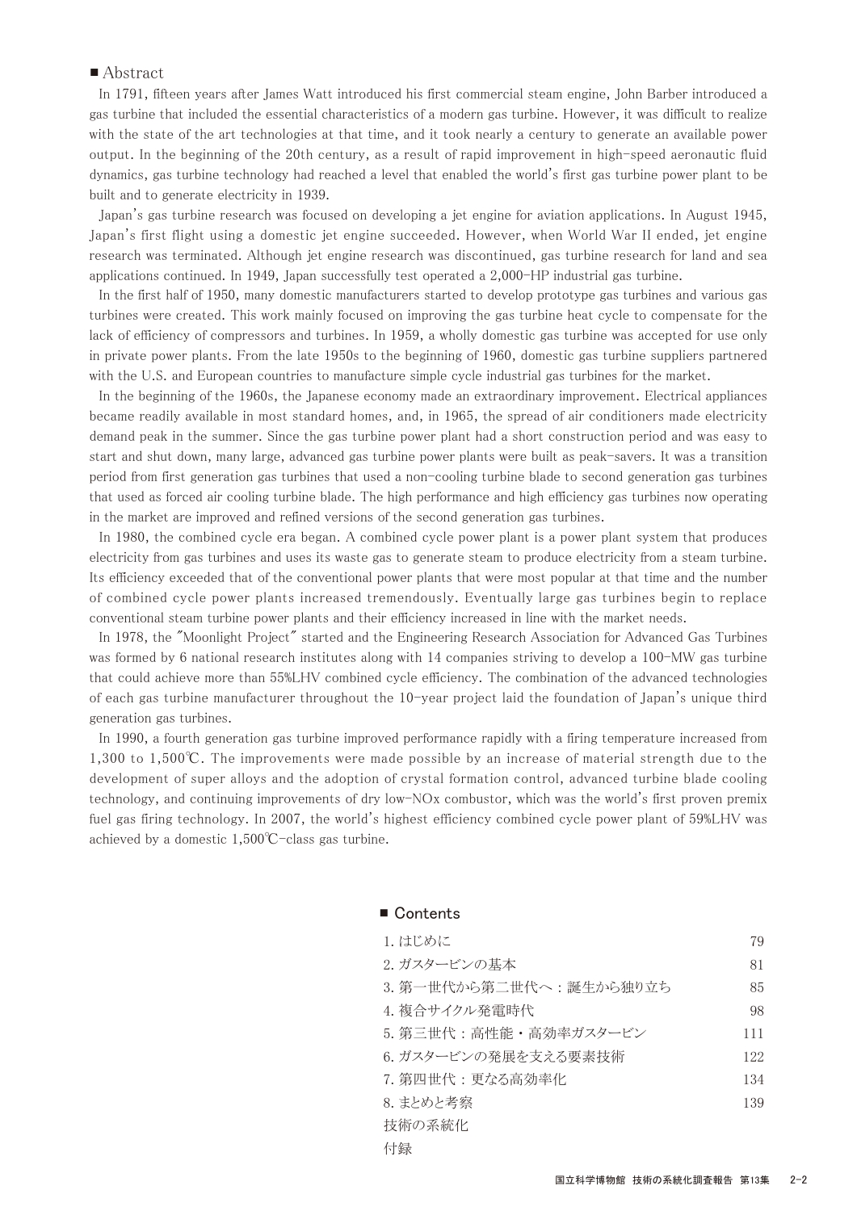## ■ Abstract

In 1791, fifteen years after James Watt introduced his first commercial steam engine, John Barber introduced a gas turbine that included the essential characteristics of a modern gas turbine. However, it was difficult to realize with the state of the art technologies at that time, and it took nearly a century to generate an available power output. In the beginning of the 20th century, as a result of rapid improvement in high-speed aeronautic fluid dynamics, gas turbine technology had reached a level that enabled the world's first gas turbine power plant to be built and to generate electricity in 1939.

Japan's gas turbine research was focused on developing a jet engine for aviation applications. In August 1945, Japan's first flight using a domestic jet engine succeeded. However, when World War II ended, jet engine research was terminated. Although jet engine research was discontinued, gas turbine research for land and sea applications continued. In 1949, Japan successfully test operated a 2,000-HP industrial gas turbine.

In the first half of 1950, many domestic manufacturers started to develop prototype gas turbines and various gas turbines were created. This work mainly focused on improving the gas turbine heat cycle to compensate for the lack of efficiency of compressors and turbines. In 1959, a wholly domestic gas turbine was accepted for use only in private power plants. From the late 1950s to the beginning of 1960, domestic gas turbine suppliers partnered with the U.S. and European countries to manufacture simple cycle industrial gas turbines for the market.

In the beginning of the 1960s, the Japanese economy made an extraordinary improvement. Electrical appliances became readily available in most standard homes, and, in 1965, the spread of air conditioners made electricity demand peak in the summer. Since the gas turbine power plant had a short construction period and was easy to start and shut down, many large, advanced gas turbine power plants were built as peak-savers. It was a transition period from first generation gas turbines that used a non-cooling turbine blade to second generation gas turbines that used as forced air cooling turbine blade. The high performance and high efficiency gas turbines now operating in the market are improved and refined versions of the second generation gas turbines.

In 1980, the combined cycle era began. A combined cycle power plant is a power plant system that produces electricity from gas turbines and uses its waste gas to generate steam to produce electricity from a steam turbine. Its efficiency exceeded that of the conventional power plants that were most popular at that time and the number of combined cycle power plants increased tremendously. Eventually large gas turbines begin to replace conventional steam turbine power plants and their efficiency increased in line with the market needs.

In 1978, the "Moonlight Project" started and the Engineering Research Association for Advanced Gas Turbines was formed by 6 national research institutes along with 14 companies striving to develop a 100-MW gas turbine that could achieve more than 55%LHV combined cycle efficiency. The combination of the advanced technologies of each gas turbine manufacturer throughout the 10-year project laid the foundation of Japan's unique third generation gas turbines.

In 1990, a fourth generation gas turbine improved performance rapidly with a firing temperature increased from 1,300 to 1,500℃. The improvements were made possible by an increase of material strength due to the development of super alloys and the adoption of crystal formation control, advanced turbine blade cooling technology, and continuing improvements of dry low-NOx combustor, which was the world's first proven premix fuel gas firing technology. In 2007, the world's highest efficiency combined cycle power plant of 59%LHV was achieved by a domestic 1,500℃-class gas turbine.

## ■ Contents

| | |
|---|---|
| 1. はじめに | 79 |
| 2. ガスタービンの基本 | 81 |
| 3. 第一世代から第二世代へ：誕生から独り立ち | 85 |
| 4. 複合サイクル発電時代 | 98 |
| 5. 第三世代：高性能・高効率ガスタービン | 111 |
| 6. ガスタービンの発展を支える要素技術 | 122 |
| 7. 第四世代：更なる高効率化 | 134 |
| 8. まとめと考察 | 139 |
| 技術の系統化 | |
| 付録 | |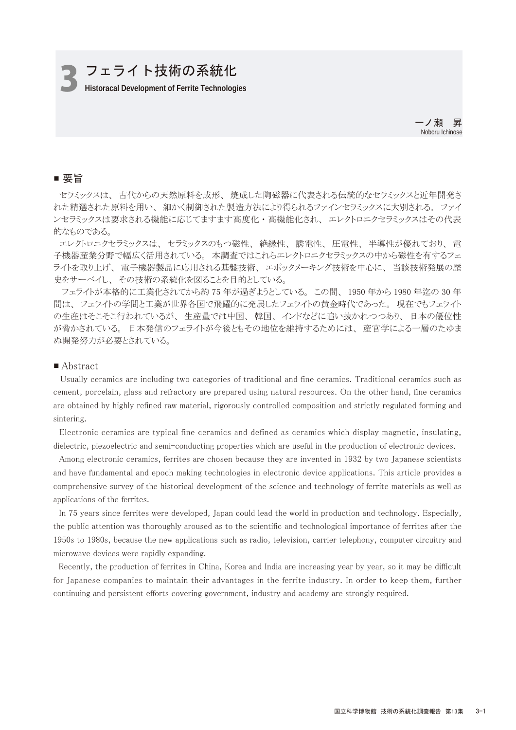# 3 フェライト技術の系統化

**Historacal Development of Ferrite Technologies**

一ノ瀬　昇
Noboru Ichinose

## ■ 要旨

セラミックスは、 古代からの天然原料を成形、 焼成した陶磁器に代表される伝統的なセラミックスと近年開発された精選された原料を用い、 細かく制御された製造方法により得られるファインセラミックスに大別される。 ファインセラミックスは要求される機能に応じてますます高度化・高機能化され、 エレクトロニクセラミックスはその代表的なものである。

エレクトロニクセラミックスは、 セラミックスのもつ磁性、 絶縁性、 誘電性、 圧電性、 半導性が優れており、 電子機器産業分野で幅広く活用されている。 本調査ではこれらエレクトロニクセラミックスの中から磁性を有するフェライトを取り上げ、 電子機器製品に応用される基盤技術、 エポックメーキング技術を中心に、 当該技術発展の歴史をサーベイし、 その技術の系統化を図ることを目的としている。

フェライトが本格的に工業化されてから約 75 年が過ぎようとしている。 この間、 1950 年から 1980 年迄の 30 年間は、 フェライトの学問と工業が世界各国で飛躍的に発展したフェライトの黄金時代であった。 現在でもフェライトの生産はそこそこ行われているが、 生産量では中国、 韓国、 インドなどに追い抜かれつつあり、 日本の優位性が脅かされている。 日本発信のフェライトが今後ともその地位を維持するためには、 産官学による一層のたゆまぬ開発努力が必要とされている。

## ■ Abstract

Usually ceramics are including two categories of traditional and fine ceramics. Traditional ceramics such as cement, porcelain, glass and refractory are prepared using natural resources. On the other hand, fine ceramics are obtained by highly refined raw material, rigorously controlled composition and strictly regulated forming and sintering.

Electronic ceramics are typical fine ceramics and defined as ceramics which display magnetic, insulating, dielectric, piezoelectric and semi-conducting properties which are useful in the production of electronic devices.

Among electronic ceramics, ferrites are chosen because they are invented in 1932 by two Japanese scientists and have fundamental and epoch making technologies in electronic device applications. This article provides a comprehensive survey of the historical development of the science and technology of ferrite materials as well as applications of the ferrites.

In 75 years since ferrites were developed, Japan could lead the world in production and technology. Especially, the public attention was thoroughly aroused as to the scientific and technological importance of ferrites after the 1950s to 1980s, because the new applications such as radio, television, carrier telephony, computer circuitry and microwave devices were rapidly expanding.

Recently, the production of ferrites in China, Korea and India are increasing year by year, so it may be difficult for Japanese companies to maintain their advantages in the ferrite industry. In order to keep them, further continuing and persistent efforts covering government, industry and academy are strongly required.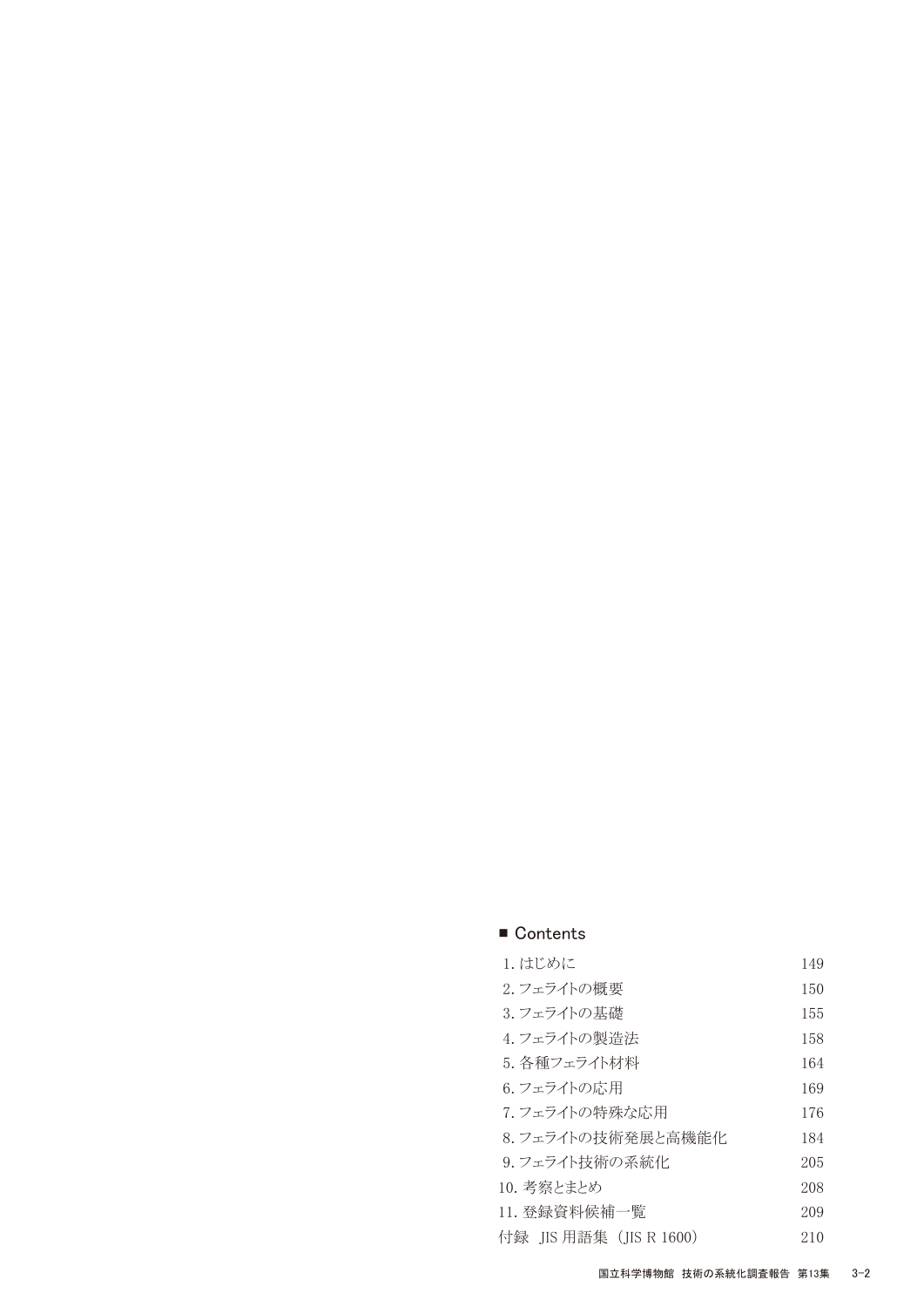## ■ Contents

| | |
|---|---|
| 1. はじめに | 149 |
| 2. フェライトの概要 | 150 |
| 3. フェライトの基礎 | 155 |
| 4. フェライトの製造法 | 158 |
| 5. 各種フェライト材料 | 164 |
| 6. フェライトの応用 | 169 |
| 7. フェライトの特殊な応用 | 176 |
| 8. フェライトの技術発展と高機能化 | 184 |
| 9. フェライト技術の系統化 | 205 |
| 10. 考察とまとめ | 208 |
| 11. 登録資料候補一覧 | 209 |
| 付録　JIS 用語集（JIS R 1600） | 210 |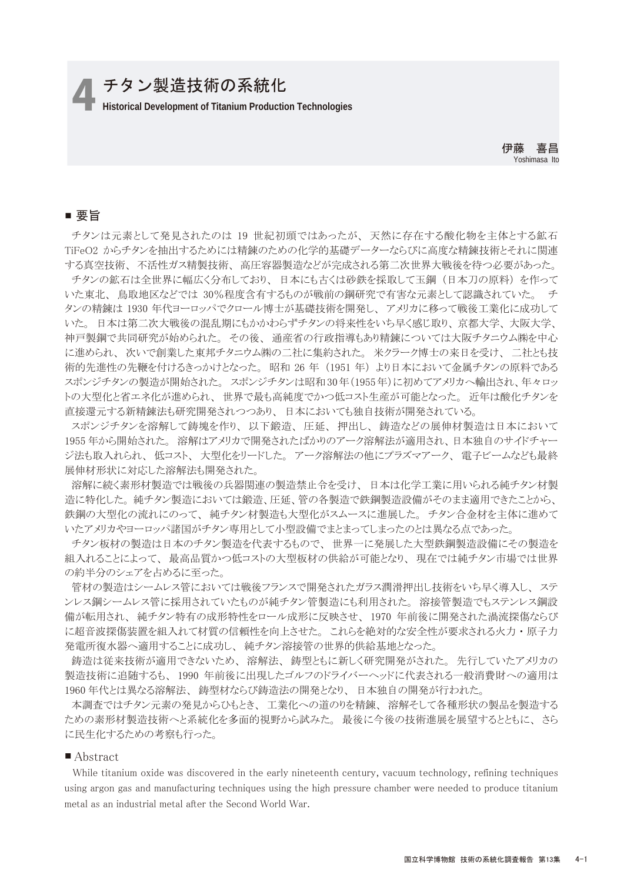# 4 チタン製造技術の系統化

**Historical Development of Titanium Production Technologies**

伊藤　喜昌
Yoshimasa Ito

## ■ 要旨

チタンは元素として発見されたのは 19 世紀初頭ではあったが、 天然に存在する酸化物を主体とする鉱石 $TiFeO_2$ からチタンを抽出するためには精錬のための化学的基礎データーならびに高度な精錬技術とそれに関連する真空技術、 不活性ガス精製技術、 高圧容器製造などが完成される第二次世界大戦後を待つ必要があった。

チタンの鉱石は全世界に幅広く分布しており、 日本にも古くは砂鉄を採取して玉鋼（日本刀の原料）を作っていた東北、 鳥取地区などでは 30％程度含有するものが戦前の鋼研究で有害な元素として認識されていた。 チタンの精錬は 1930 年代ヨーロッパでクロール博士が基礎技術を開発し、アメリカに移って戦後工業化に成功していた。 日本は第二次大戦後の混乱期にもかかわらずチタンの将来性をいち早く感じ取り、京都大学、大阪大学、神戸製鋼で共同研究が始められた。 その後、 通産省の行政指導もあり精錬については大阪チタニウム㈱を中心に進められ、 次いで創業した東邦チタニウム㈱の二社に集約された。 米クラーク博士の来日を受け、 二社とも技術的先進性の先鞭を付けるきっかけとなった。 昭和 26 年（1951 年）より日本において金属チタンの原料であるスポンジチタンの製造が開始された。 スポンジチタンは昭和30年(1955年)に初めてアメリカへ輸出され、年々ロットの大型化と省エネ化が進められ、 世界で最も高純度でかつ低コスト生産が可能となった。 近年は酸化チタンを直接還元する新精錬法も研究開発されつつあり、 日本においても独自技術が開発されている。

スポンジチタンを溶解して鋳塊を作り、 以下鍛造、 圧延、 押出し、 鋳造などの展伸材製造は日本において 1955 年から開始された。 溶解はアメリカで開発されたばかりのアーク溶解法が適用され、日本独自のサイドチャージ法も取入れられ、 低コスト、 大型化をリードした。 アーク溶解法の他にプラズマアーク、 電子ビームなども最終展伸材形状に対応した溶解法も開発された。

溶解に続く素形材製造では戦後の兵器関連の製造禁止令を受け、 日本は化学工業に用いられる純チタン材製造に特化した。純チタン製造においては鍛造、圧延、管の各製造で鉄鋼製造設備がそのまま適用できたことから、鉄鋼の大型化の流れにのって、 純チタン材製造も大型化がスムースに進展した。 チタン合金材を主体に進めていたアメリカやヨーロッパ諸国がチタン専用として小型設備でまとまってしまったのとは異なる点であった。

チタン板材の製造は日本のチタン製造を代表するもので、 世界一に発展した大型鉄鋼製造設備にその製造を組入れることによって、 最高品質かつ低コストの大型板材の供給が可能となり、 現在では純チタン市場では世界の約半分のシェアを占めるに至った。

管材の製造はシームレス管においては戦後フランスで開発されたガラス潤滑押出し技術をいち早く導入し、 ステンレス鋼シームレス管に採用されていたものが純チタン管製造にも利用された。 溶接管製造でもステンレス鋼設備が転用され、 純チタン特有の成形特性をロール成形に反映させ、 1970 年前後に開発された渦流探傷ならびに超音波探傷装置を組入れて材質の信頼性を向上させた。 これらを絶対的な安全性が要求される火力・原子力発電所復水器へ適用することに成功し、 純チタン溶接管の世界的供給基地となった。

鋳造は従来技術が適用できないため、 溶解法、 鋳型ともに新しく研究開発がされた。 先行していたアメリカの製造技術に追随するも、 1990 年前後に出現したゴルフのドライバーヘッドに代表される一般消費財への適用は 1960 年代とは異なる溶解法、 鋳型材ならび鋳造法の開発となり、 日本独自の開発が行われた。

本調査ではチタン元素の発見からひもとき、 工業化への道のりを精錬、 溶解そして各種形状の製品を製造するための素形材製造技術へと系統化を多面的視野から試みた。 最後に今後の技術進展を展望するとともに、 さらに民生化するための考察も行った。

## ■ Abstract

While titanium oxide was discovered in the early nineteenth century, vacuum technology, refining techniques using argon gas and manufacturing techniques using the high pressure chamber were needed to produce titanium metal as an industrial metal after the Second World War.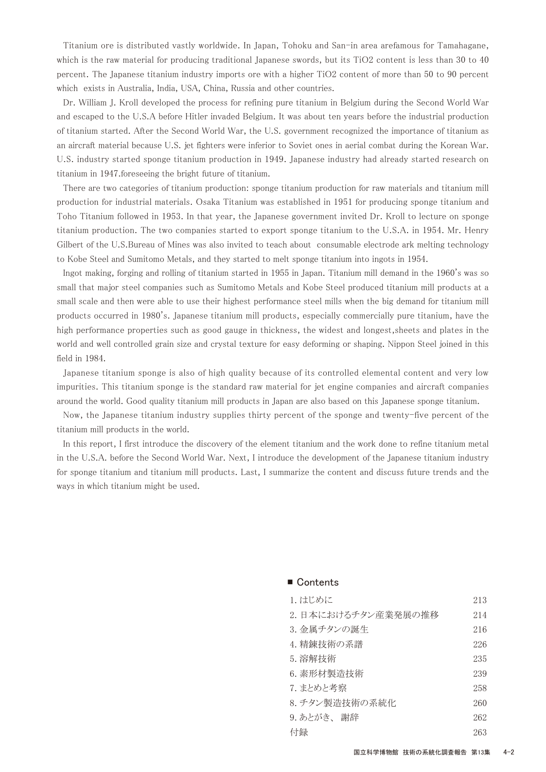Titanium ore is distributed vastly worldwide. In Japan, Tohoku and San-in area arefamous for Tamahagane, which is the raw material for producing traditional Japanese swords, but its $TiO_2$ content is less than 30 to 40 percent. The Japanese titanium industry imports ore with a higher $TiO_2$ content of more than 50 to 90 percent which exists in Australia, India, USA, China, Russia and other countries.

Dr. William J. Kroll developed the process for refining pure titanium in Belgium during the Second World War and escaped to the U.S.A before Hitler invaded Belgium. It was about ten years before the industrial production of titanium started. After the Second World War, the U.S. government recognized the importance of titanium as an aircraft material because U.S. jet fighters were inferior to Soviet ones in aerial combat during the Korean War. U.S. industry started sponge titanium production in 1949. Japanese industry had already started research on titanium in 1947.foreseeing the bright future of titanium.

There are two categories of titanium production: sponge titanium production for raw materials and titanium mill production for industrial materials. Osaka Titanium was established in 1951 for producing sponge titanium and Toho Titanium followed in 1953. In that year, the Japanese government invited Dr. Kroll to lecture on sponge titanium production. The two companies started to export sponge titanium to the U.S.A. in 1954. Mr. Henry Gilbert of the U.S.Bureau of Mines was also invited to teach about consumable electrode ark melting technology to Kobe Steel and Sumitomo Metals, and they started to melt sponge titanium into ingots in 1954.

Ingot making, forging and rolling of titanium started in 1955 in Japan. Titanium mill demand in the 1960's was so small that major steel companies such as Sumitomo Metals and Kobe Steel produced titanium mill products at a small scale and then were able to use their highest performance steel mills when the big demand for titanium mill products occurred in 1980's. Japanese titanium mill products, especially commercially pure titanium, have the high performance properties such as good gauge in thickness, the widest and longest,sheets and plates in the world and well controlled grain size and crystal texture for easy deforming or shaping. Nippon Steel joined in this field in 1984.

Japanese titanium sponge is also of high quality because of its controlled elemental content and very low impurities. This titanium sponge is the standard raw material for jet engine companies and aircraft companies around the world. Good quality titanium mill products in Japan are also based on this Japanese sponge titanium.

Now, the Japanese titanium industry supplies thirty percent of the sponge and twenty-five percent of the titanium mill products in the world.

In this report, I first introduce the discovery of the element titanium and the work done to refine titanium metal in the U.S.A. before the Second World War. Next, I introduce the development of the Japanese titanium industry for sponge titanium and titanium mill products. Last, I summarize the content and discuss future trends and the ways in which titanium might be used.

## ■ Contents

| | |
|---|---|
| 1. はじめに | 213 |
| 2. 日本におけるチタン産業発展の推移 | 214 |
| 3. 金属チタンの誕生 | 216 |
| 4. 精錬技術の系譜 | 226 |
| 5. 溶解技術 | 235 |
| 6. 素形材製造技術 | 239 |
| 7. まとめと考察 | 258 |
| 8. チタン製造技術の系統化 | 260 |
| 9. あとがき、謝辞 | 262 |
| 付録 | 263 |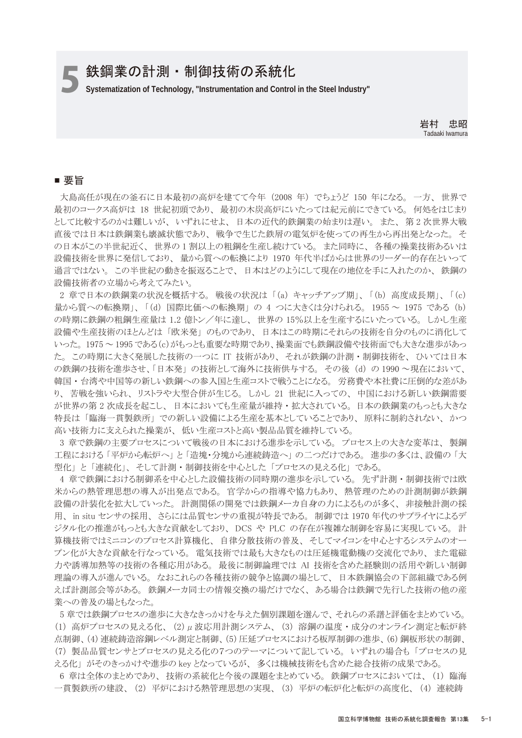# 5 鉄鋼業の計測・制御技術の系統化

Systematization of Technology, "Instrumentation and Control in the Steel Industry"

岩村　忠昭

Tadaaki Iwamura

## ■ 要旨

大島高任が現在の釜石に日本最初の高炉を建てて今年（2008 年）でちょうど 150 年になる。一方、世界で最初のコークス高炉は 18 世紀初頭であり、最初の木炭高炉にいたっては紀元前にできている。何処をはじまりとして比較するのかは難しいが、いずれにせよ、日本の近代的鉄鋼業の始まりは遅い。また、第 2 次世界大戦直後では日本は鉄鋼業も壊滅状態であり、戦争で生じた鉄屑の電気炉を使っての再生から再出発となった。その日本がこの半世紀近く、世界の 1 割以上の粗鋼を生産し続けている。また同時に、各種の操業技術あるいは設備技術を世界に発信しており、量から質への転換により 1970 年代半ばからは世界のリーダー的存在といって過言ではない。この半世紀の動きを振返ることで、日本はどのようにして現在の地位を手に入れたのか、鉄鋼の設備技術者の立場から考えてみたい。

2 章で日本の鉄鋼業の状況を概括する。戦後の状況は「(a) キャッチアップ期」、「(b) 高度成長期」、「(c) 量から質への転換期」、「(d) 国際比価への転換期」の 4 つに大きくは分けられる。1955 ～ 1975 である (b) の時期に鉄鋼の粗鋼生産量は 1.2 億トン／年に達し、世界の 15%以上を生産するにいたっている。しかし生産設備や生産技術のほとんどは「欧米発」のものであり、日本はこの時期にそれらの技術を自分のものに消化していった。1975 ～ 1995 である (c) がもっとも重要な時期であり、操業面でも鉄鋼設備や技術面でも大きな進歩があった。この時期に大きく発展した技術の一つに IT 技術があり、それが鉄鋼の計測・制御技術を、ひいては日本の鉄鋼の技術を進歩させ、「日本発」の技術として海外に技術供与する。その後 (d) の 1990 ～現在において、韓国・台湾や中国等の新しい鉄鋼への参入国と生産コストで戦うことになる。労務費や本社費に圧倒的な差があり、苦戦を強いられ、リストラや大型合併が生じる。しかし 21 世紀に入っての、中国における新しい鉄鋼需要が世界の第 2 次成長を起こし、日本においても生産量が維持・拡大されている。日本の鉄鋼業のもっとも大きな特長は「臨海一貫製鉄所」での新しい設備による生産を基本としていることであり、原料に制約されない、かつ高い技術力に支えられた操業が、低い生産コストと高い製品品質を維持している。

3 章で鉄鋼の主要プロセスについて戦後の日本における進歩を示している。プロセス上の大きな変革は、製鋼工程における「平炉から転炉へ」と「造塊・分塊から連続鋳造へ」の二つだけである。進歩の多くは、設備の「大型化」と「連続化」、そして計測・制御技術を中心とした「プロセスの見える化」である。

4 章で鉄鋼における制御系を中心とした設備技術の同時期の進歩を示している。先ず計測・制御技術では欧米からの熱管理思想の導入が出発点である。官学からの指導や協力もあり、熱管理のための計測制御が鉄鋼設備の計装化を拡大していった。計測関係の開発では鉄鋼メーカ自身の力によるものが多く、非接触計測の採用、in situ センサの採用、さらには品質センサの重視が特長である。制御では 1970 年代のサプライヤによるデジタル化の推進がもっとも大きな貢献をしており、DCS や PLC の存在が複雑な制御を容易に実現している。計算機技術ではミニコンのプロセス計算機化、自律分散技術の普及、そしてマイコンを中心とするシステムのオープン化が大きな貢献を行なっている。電気技術では最も大きなものは圧延機電動機の交流化であり、また電磁力や誘導加熱等の技術の各種応用がある。最後に制御論理では AI 技術を含めた経験則の活用や新しい制御理論の導入が進んでいる。なおこれらの各種技術の競争と協調の場として、日本鉄鋼協会の下部組織である例えば計測部会等がある。鉄鋼メーカ同士の情報交換の場だけでなく、ある場合は鉄鋼で先行した技術の他の産業への普及の場ともなった。

5 章では鉄鋼プロセスの進歩に大きなきっかけを与えた個別課題を選んで、それらの系譜と評価をまとめている。(1) 高炉プロセスの見える化、(2) μ 波応用計測システム、(3) 溶鋼の温度・成分のオンライン測定と転炉終点制御、(4) 連続鋳造溶鋼レベル測定と制御、(5) 圧延プロセスにおける板厚制御の進歩、(6) 鋼板形状の制御、(7) 製品品質センサとプロセスの見える化の7つのテーマについて記している。いずれの場合も「プロセスの見える化」がそのきっかけや進歩の key となっているが、多くは機械技術をも含めた総合技術の成果である。

6 章は全体のまとめであり、技術の系統化と今後の課題をまとめている。鉄鋼プロセスにおいては、(1) 臨海一貫製鉄所の建設、(2) 平炉における熱管理思想の実現、(3) 平炉の転炉化と転炉の高度化、(4) 連続鋳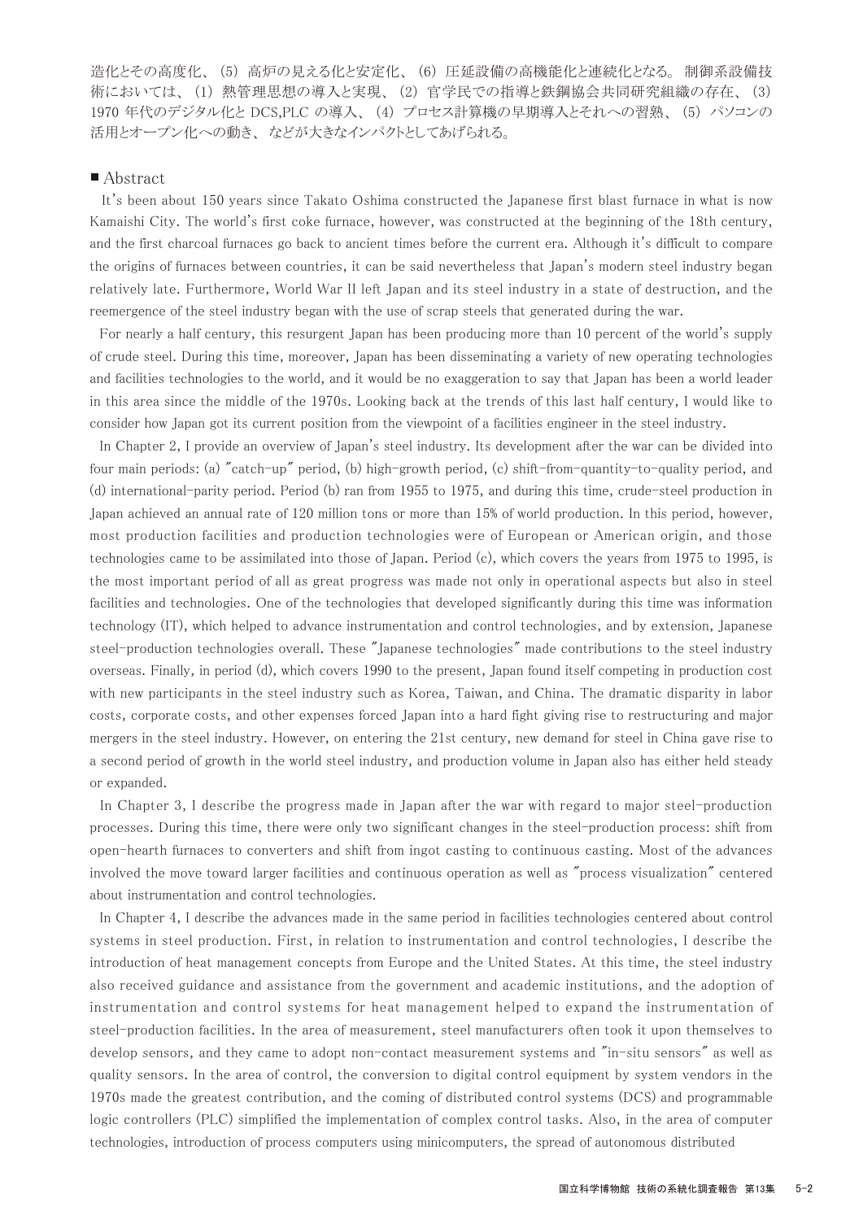造化とその高度化、（5）高炉の見える化と安定化、（6）圧延設備の高機能化と連続化となる。制御系設備技術においては、（1）熱管理思想の導入と実現、（2）官学民での指導と鉄鋼協会共同研究組織の存在、（3）1970 年代のデジタル化と DCS,PLC の導入、（4）プロセス計算機の早期導入とそれへの習熟、（5）パソコンの活用とオープン化への動き、などが大きなインパクトとしてあげられる。

## ■ Abstract

It's been about 150 years since Takato Oshima constructed the Japanese first blast furnace in what is now Kamaishi City. The world's first coke furnace, however, was constructed at the beginning of the 18th century, and the first charcoal furnaces go back to ancient times before the current era. Although it's difficult to compare the origins of furnaces between countries, it can be said nevertheless that Japan's modern steel industry began relatively late. Furthermore, World War II left Japan and its steel industry in a state of destruction, and the reemergence of the steel industry began with the use of scrap steels that generated during the war.

For nearly a half century, this resurgent Japan has been producing more than 10 percent of the world's supply of crude steel. During this time, moreover, Japan has been disseminating a variety of new operating technologies and facilities technologies to the world, and it would be no exaggeration to say that Japan has been a world leader in this area since the middle of the 1970s. Looking back at the trends of this last half century, I would like to consider how Japan got its current position from the viewpoint of a facilities engineer in the steel industry.

In Chapter 2, I provide an overview of Japan's steel industry. Its development after the war can be divided into four main periods: (a) "catch-up" period, (b) high-growth period, (c) shift-from-quantity-to-quality period, and (d) international-parity period. Period (b) ran from 1955 to 1975, and during this time, crude-steel production in Japan achieved an annual rate of 120 million tons or more than 15% of world production. In this period, however, most production facilities and production technologies were of European or American origin, and those technologies came to be assimilated into those of Japan. Period (c), which covers the years from 1975 to 1995, is the most important period of all as great progress was made not only in operational aspects but also in steel facilities and technologies. One of the technologies that developed significantly during this time was information technology (IT), which helped to advance instrumentation and control technologies, and by extension, Japanese steel-production technologies overall. These "Japanese technologies" made contributions to the steel industry overseas. Finally, in period (d), which covers 1990 to the present, Japan found itself competing in production cost with new participants in the steel industry such as Korea, Taiwan, and China. The dramatic disparity in labor costs, corporate costs, and other expenses forced Japan into a hard fight giving rise to restructuring and major mergers in the steel industry. However, on entering the 21st century, new demand for steel in China gave rise to a second period of growth in the world steel industry, and production volume in Japan also has either held steady or expanded.

In Chapter 3, I describe the progress made in Japan after the war with regard to major steel-production processes. During this time, there were only two significant changes in the steel-production process: shift from open-hearth furnaces to converters and shift from ingot casting to continuous casting. Most of the advances involved the move toward larger facilities and continuous operation as well as "process visualization" centered about instrumentation and control technologies.

In Chapter 4, I describe the advances made in the same period in facilities technologies centered about control systems in steel production. First, in relation to instrumentation and control technologies, I describe the introduction of heat management concepts from Europe and the United States. At this time, the steel industry also received guidance and assistance from the government and academic institutions, and the adoption of instrumentation and control systems for heat management helped to expand the instrumentation of steel-production facilities. In the area of measurement, steel manufacturers often took it upon themselves to develop sensors, and they came to adopt non-contact measurement systems and "in-situ sensors" as well as quality sensors. In the area of control, the conversion to digital control equipment by system vendors in the 1970s made the greatest contribution, and the coming of distributed control systems (DCS) and programmable logic controllers (PLC) simplified the implementation of complex control tasks. Also, in the area of computer technologies, introduction of process computers using minicomputers, the spread of autonomous distributed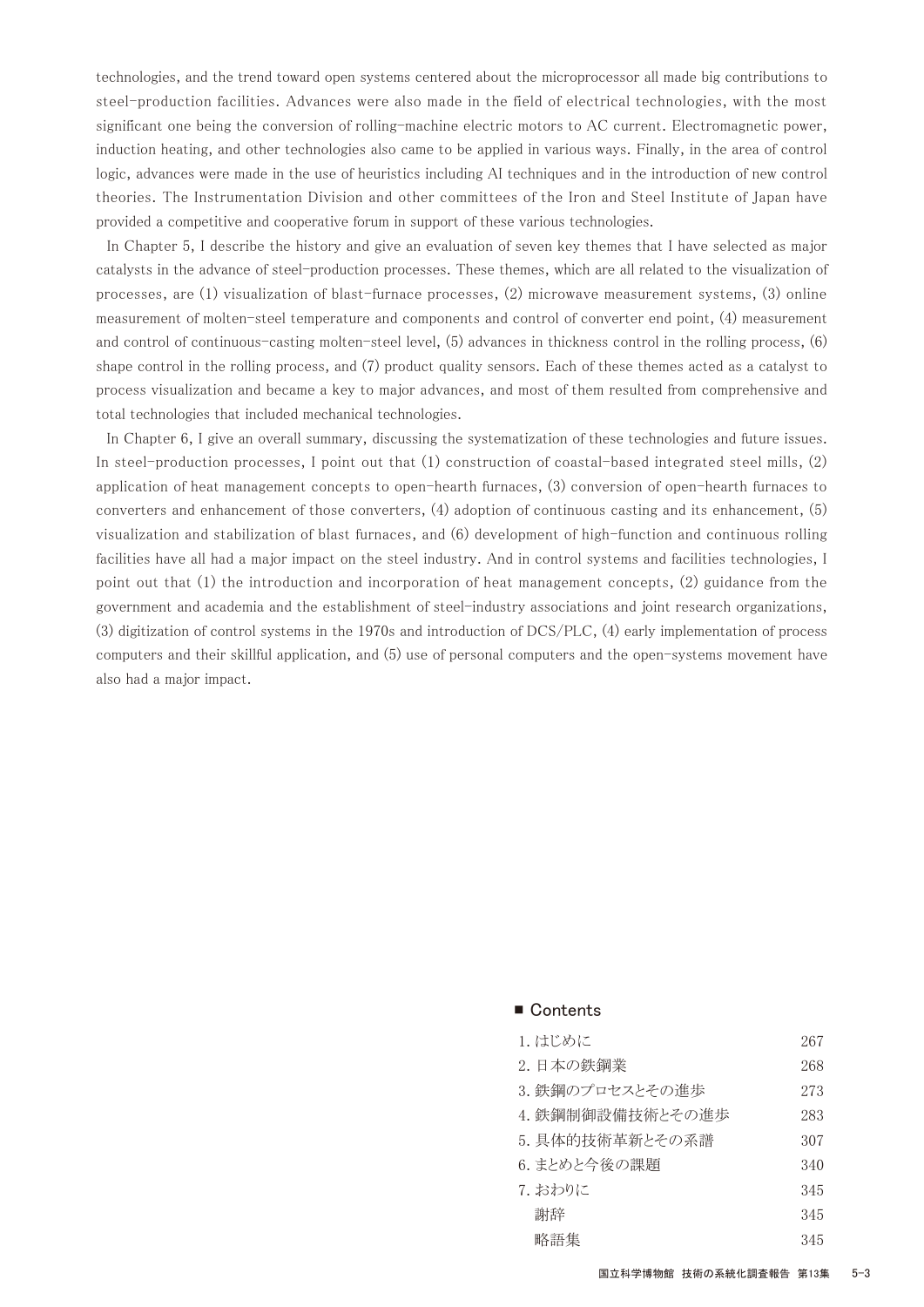technologies, and the trend toward open systems centered about the microprocessor all made big contributions to steel-production facilities. Advances were also made in the field of electrical technologies, with the most significant one being the conversion of rolling-machine electric motors to AC current. Electromagnetic power, induction heating, and other technologies also came to be applied in various ways. Finally, in the area of control logic, advances were made in the use of heuristics including AI techniques and in the introduction of new control theories. The Instrumentation Division and other committees of the Iron and Steel Institute of Japan have provided a competitive and cooperative forum in support of these various technologies.

In Chapter 5, I describe the history and give an evaluation of seven key themes that I have selected as major catalysts in the advance of steel-production processes. These themes, which are all related to the visualization of processes, are (1) visualization of blast-furnace processes, (2) microwave measurement systems, (3) online measurement of molten-steel temperature and components and control of converter end point, (4) measurement and control of continuous-casting molten-steel level, (5) advances in thickness control in the rolling process, (6) shape control in the rolling process, and (7) product quality sensors. Each of these themes acted as a catalyst to process visualization and became a key to major advances, and most of them resulted from comprehensive and total technologies that included mechanical technologies.

In Chapter 6, I give an overall summary, discussing the systematization of these technologies and future issues. In steel-production processes, I point out that (1) construction of coastal-based integrated steel mills, (2) application of heat management concepts to open-hearth furnaces, (3) conversion of open-hearth furnaces to converters and enhancement of those converters, (4) adoption of continuous casting and its enhancement, (5) visualization and stabilization of blast furnaces, and (6) development of high-function and continuous rolling facilities have all had a major impact on the steel industry. And in control systems and facilities technologies, I point out that (1) the introduction and incorporation of heat management concepts, (2) guidance from the government and academia and the establishment of steel-industry associations and joint research organizations, (3) digitization of control systems in the 1970s and introduction of DCS/PLC, (4) early implementation of process computers and their skillful application, and (5) use of personal computers and the open-systems movement have also had a major impact.

## ■ Contents

| | |
|---|---|
| 1. はじめに | 267 |
| 2. 日本の鉄鋼業 | 268 |
| 3. 鉄鋼のプロセスとその進歩 | 273 |
| 4. 鉄鋼制御設備技術とその進歩 | 283 |
| 5. 具体的技術革新とその系譜 | 307 |
| 6. まとめと今後の課題 | 340 |
| 7. おわりに | 345 |
| 謝辞 | 345 |
| 略語集 | 345 |